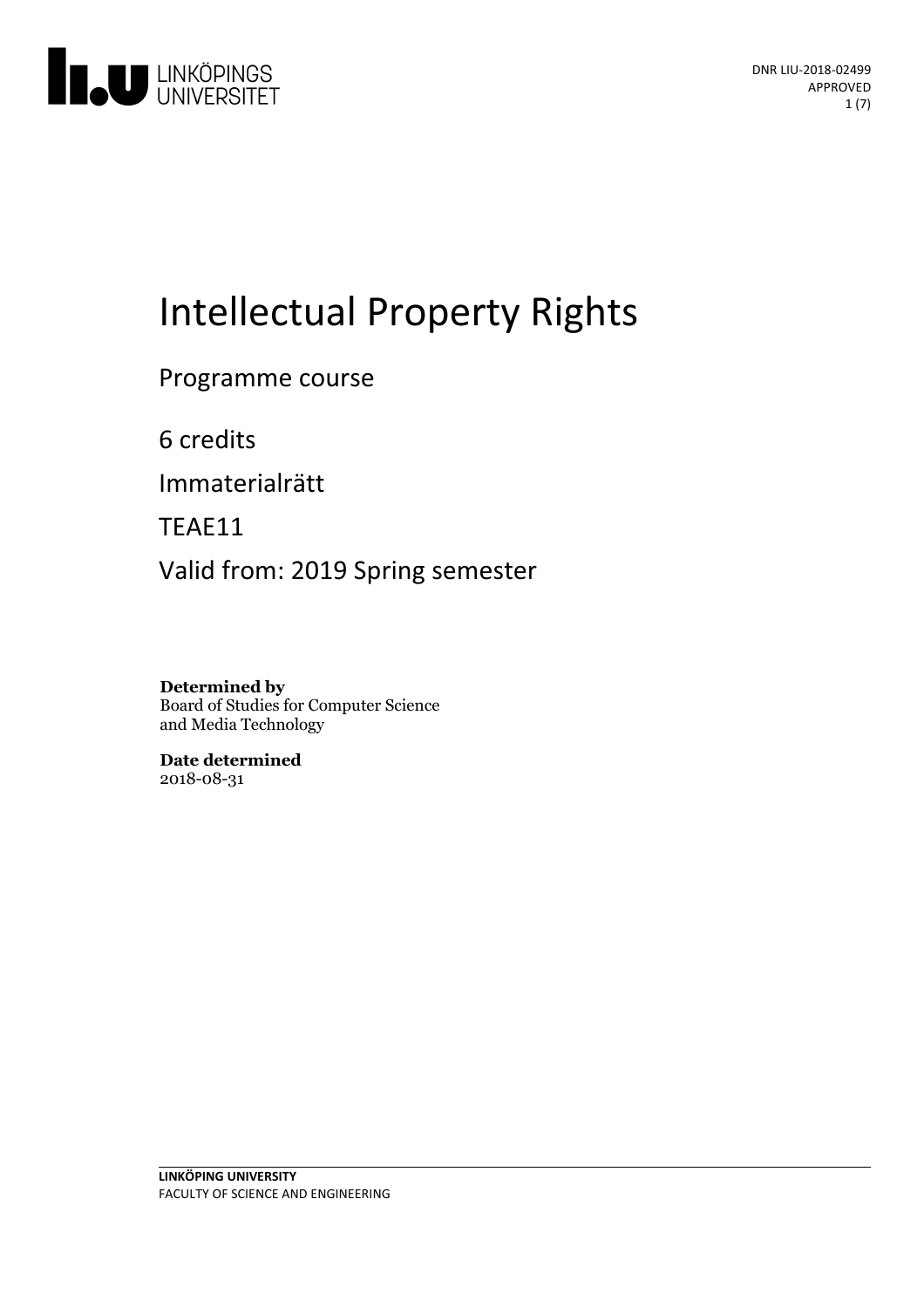DNR LIU-2018-02499
APPROVED

# Intellectual Property Rights

Programme course

6 credits

Immaterialrätt

TEAE11

Valid from: 2019 Spring semester

**Determined by**
Board of Studies for Computer Science and Media Technology

**Date determined**
2018-08-31

**LINKÖPING UNIVERSITY**
FACULTY OF SCIENCE AND ENGINEERING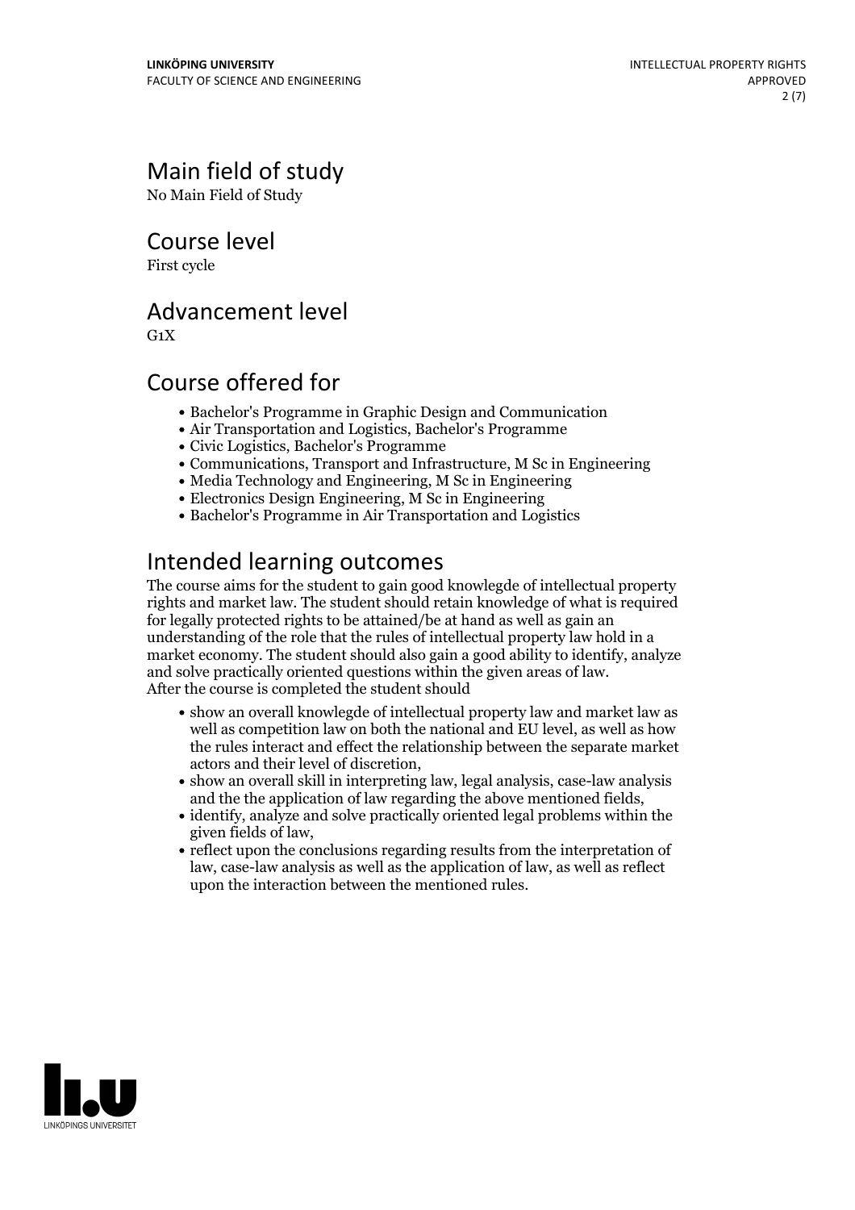## Main field of study

No Main Field of Study

## Course level

First cycle

## Advancement level

G1X

## Course offered for

- Bachelor's Programme in Graphic Design and Communication
- Air Transportation and Logistics, Bachelor's Programme
- Civic Logistics, Bachelor's Programme
- Communications, Transport and Infrastructure, M Sc in Engineering
- Media Technology and Engineering, M Sc in Engineering
- Electronics Design Engineering, M Sc in Engineering
- Bachelor's Programme in Air Transportation and Logistics

## Intended learning outcomes

The course aims for the student to gain good knowlegde of intellectual property rights and market law. The student should retain knowledge of what is required for legally protected rights to be attained/be at hand as well as gain an understanding of the role that the rules of intellectual property law hold in a market economy. The student should also gain a good ability to identify, analyze and solve practically oriented questions within the given areas of law.
After the course is completed the student should

- show an overall knowlegde of intellectual property law and market law as well as competition law on both the national and EU level, as well as how the rules interact and effect the relationship between the separate market actors and their level of discretion,
- show an overall skill in interpreting law, legal analysis, case-law analysis and the the application of law regarding the above mentioned fields,
- identify, analyze and solve practically oriented legal problems within the given fields of law,
- reflect upon the conclusions regarding results from the interpretation of law, case-law analysis as well as the application of law, as well as reflect upon the interaction between the mentioned rules.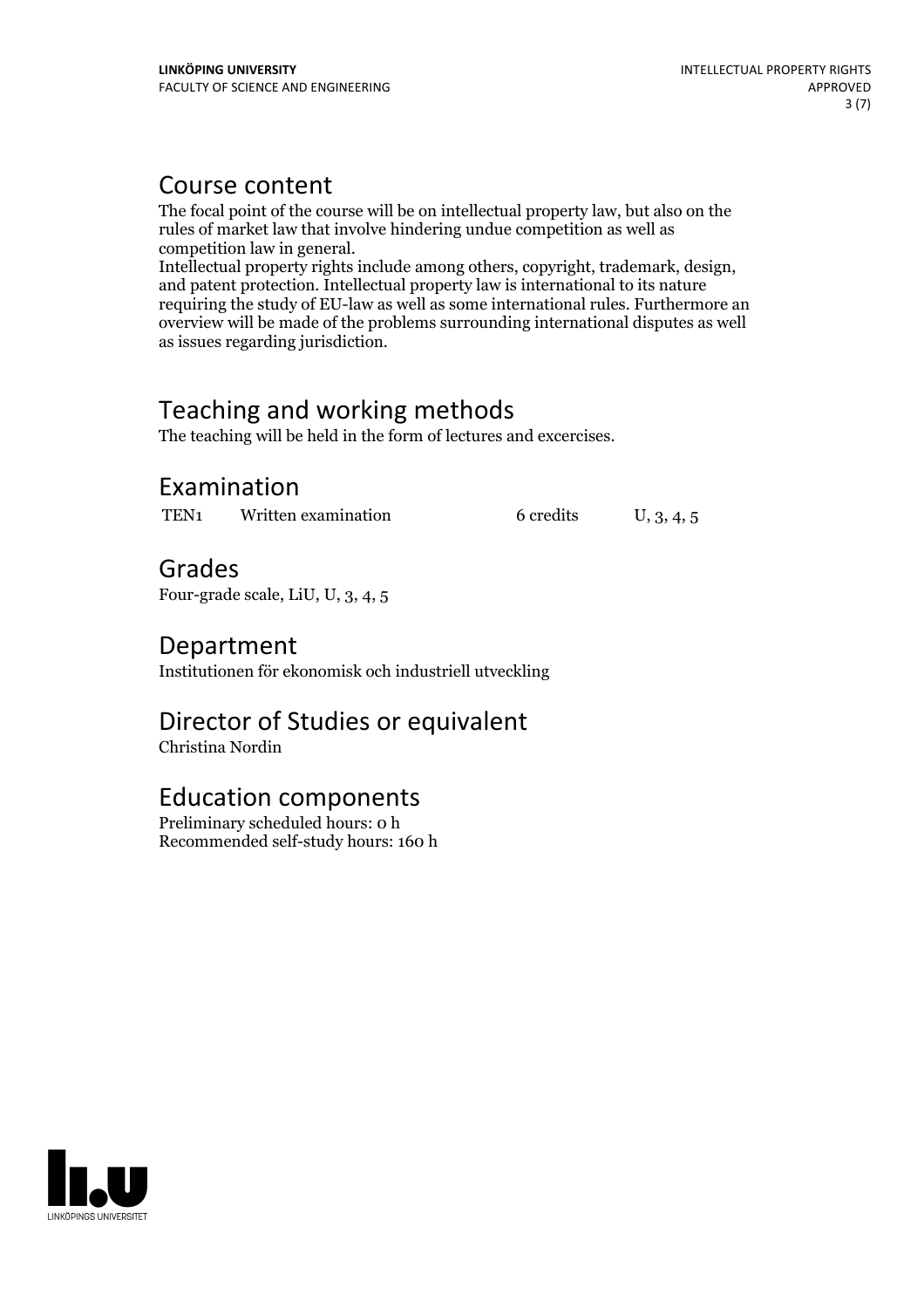## Course content

The focal point of the course will be on intellectual property law, but also on the rules of market law that involve hindering undue competition as well as competition law in general.
Intellectual property rights include among others, copyright, trademark, design, and patent protection. Intellectual property law is international to its nature requiring the study of EU-law as well as some international rules. Furthermore an overview will be made of the problems surrounding international disputes as well as issues regarding jurisdiction.

## Teaching and working methods

The teaching will be held in the form of lectures and excercises.

## Examination

| | | | |
|---|---|---|---|
| TEN1 | Written examination | 6 credits | U, 3, 4, 5 |

## Grades

Four-grade scale, LiU, U, 3, 4, 5

## Department

Institutionen för ekonomisk och industriell utveckling

## Director of Studies or equivalent

Christina Nordin

## Education components

Preliminary scheduled hours: 0 h
Recommended self-study hours: 160 h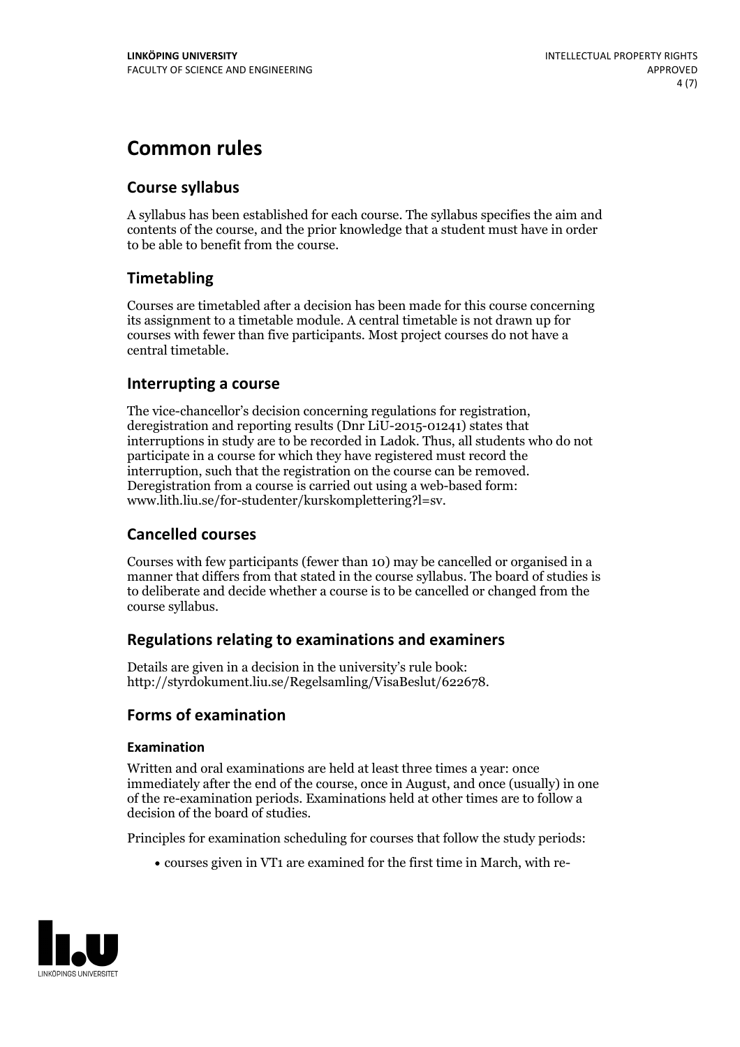# Common rules

## Course syllabus

A syllabus has been established for each course. The syllabus specifies the aim and contents of the course, and the prior knowledge that a student must have in order to be able to benefit from the course.

## Timetabling

Courses are timetabled after a decision has been made for this course concerning its assignment to a timetable module. A central timetable is not drawn up for courses with fewer than five participants. Most project courses do not have a central timetable.

## Interrupting a course

The vice-chancellor's decision concerning regulations for registration, deregistration and reporting results (Dnr LiU-2015-01241) states that interruptions in study are to be recorded in Ladok. Thus, all students who do not participate in a course for which they have registered must record the interruption, such that the registration on the course can be removed. Deregistration from a course is carried out using a web-based form: www.lith.liu.se/for-studenter/kurskomplettering?l=sv.

## Cancelled courses

Courses with few participants (fewer than 10) may be cancelled or organised in a manner that differs from that stated in the course syllabus. The board of studies is to deliberate and decide whether a course is to be cancelled or changed from the course syllabus.

## Regulations relating to examinations and examiners

Details are given in a decision in the university's rule book: http://styrdokument.liu.se/Regelsamling/VisaBeslut/622678.

## Forms of examination

### Examination

Written and oral examinations are held at least three times a year: once immediately after the end of the course, once in August, and once (usually) in one of the re-examination periods. Examinations held at other times are to follow a decision of the board of studies.

Principles for examination scheduling for courses that follow the study periods:

- courses given in VT1 are examined for the first time in March, with re-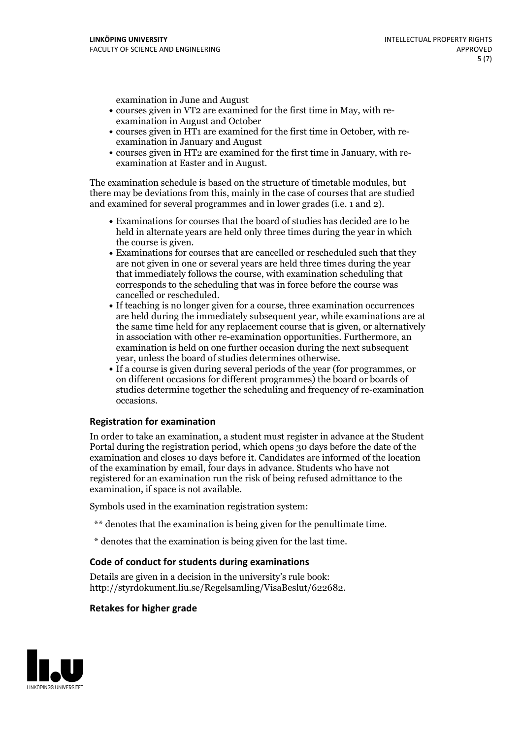examination in June and August

- courses given in VT2 are examined for the first time in May, with re-examination in August and October
- courses given in HT1 are examined for the first time in October, with re-examination in January and August
- courses given in HT2 are examined for the first time in January, with re-examination at Easter and in August.

The examination schedule is based on the structure of timetable modules, but there may be deviations from this, mainly in the case of courses that are studied and examined for several programmes and in lower grades (i.e. 1 and 2).

- Examinations for courses that the board of studies has decided are to be held in alternate years are held only three times during the year in which the course is given.
- Examinations for courses that are cancelled or rescheduled such that they are not given in one or several years are held three times during the year that immediately follows the course, with examination scheduling that corresponds to the scheduling that was in force before the course was cancelled or rescheduled.
- If teaching is no longer given for a course, three examination occurrences are held during the immediately subsequent year, while examinations are at the same time held for any replacement course that is given, or alternatively in association with other re-examination opportunities. Furthermore, an examination is held on one further occasion during the next subsequent year, unless the board of studies determines otherwise.
- If a course is given during several periods of the year (for programmes, or on different occasions for different programmes) the board or boards of studies determine together the scheduling and frequency of re-examination occasions.

### Registration for examination

In order to take an examination, a student must register in advance at the Student Portal during the registration period, which opens 30 days before the date of the examination and closes 10 days before it. Candidates are informed of the location of the examination by email, four days in advance. Students who have not registered for an examination run the risk of being refused admittance to the examination, if space is not available.

Symbols used in the examination registration system:

** denotes that the examination is being given for the penultimate time.

* denotes that the examination is being given for the last time.

### Code of conduct for students during examinations

Details are given in a decision in the university's rule book: http://styrdokument.liu.se/Regelsamling/VisaBeslut/622682.

### Retakes for higher grade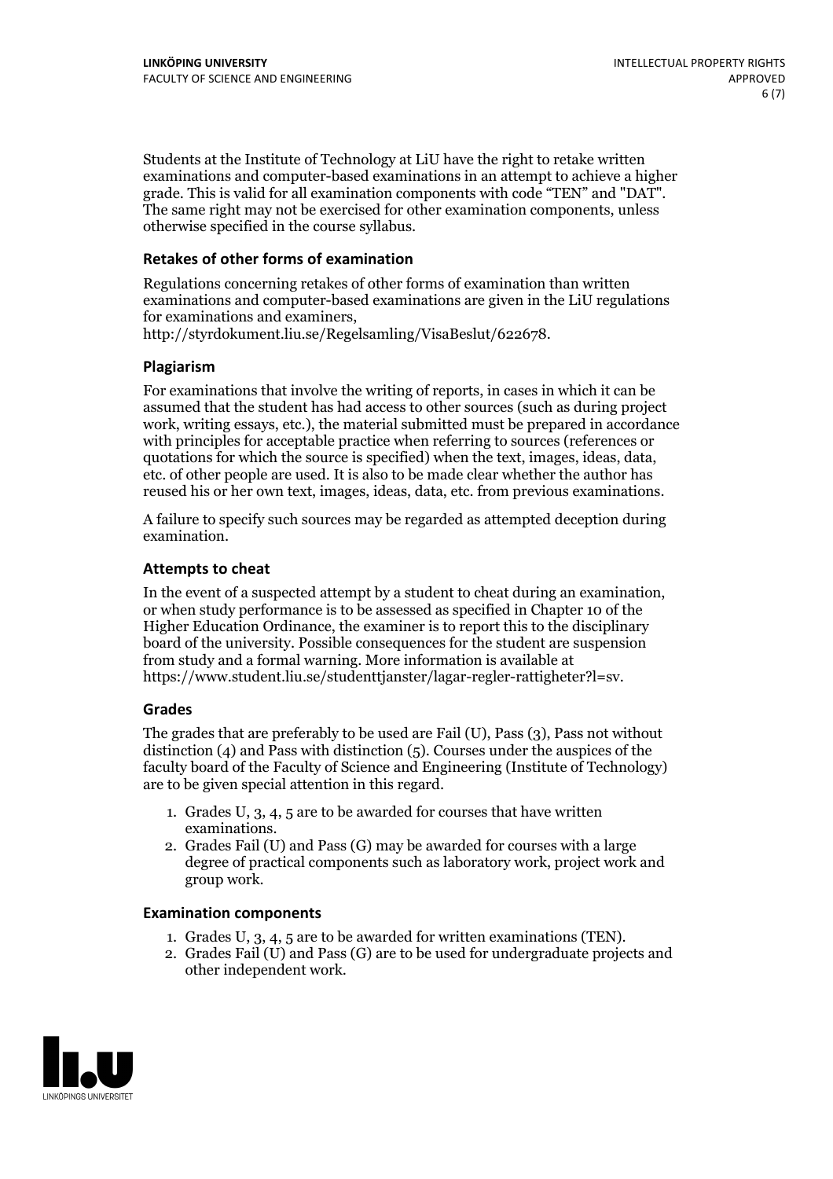Students at the Institute of Technology at LiU have the right to retake written examinations and computer-based examinations in an attempt to achieve a higher grade. This is valid for all examination components with code "TEN" and "DAT". The same right may not be exercised for other examination components, unless otherwise specified in the course syllabus.

### Retakes of other forms of examination

Regulations concerning retakes of other forms of examination than written examinations and computer-based examinations are given in the LiU regulations for examinations and examiners, http://styrdokument.liu.se/Regelsamling/VisaBeslut/622678.

### Plagiarism

For examinations that involve the writing of reports, in cases in which it can be assumed that the student has had access to other sources (such as during project work, writing essays, etc.), the material submitted must be prepared in accordance with principles for acceptable practice when referring to sources (references or quotations for which the source is specified) when the text, images, ideas, data, etc. of other people are used. It is also to be made clear whether the author has reused his or her own text, images, ideas, data, etc. from previous examinations.

A failure to specify such sources may be regarded as attempted deception during examination.

### Attempts to cheat

In the event of a suspected attempt by a student to cheat during an examination, or when study performance is to be assessed as specified in Chapter 10 of the Higher Education Ordinance, the examiner is to report this to the disciplinary board of the university. Possible consequences for the student are suspension from study and a formal warning. More information is available at https://www.student.liu.se/studenttjanster/lagar-regler-rattigheter?l=sv.

### Grades

The grades that are preferably to be used are Fail (U), Pass (3), Pass not without distinction (4) and Pass with distinction (5). Courses under the auspices of the faculty board of the Faculty of Science and Engineering (Institute of Technology) are to be given special attention in this regard.

1. Grades U, 3, 4, 5 are to be awarded for courses that have written examinations.
2. Grades Fail (U) and Pass (G) may be awarded for courses with a large degree of practical components such as laboratory work, project work and group work.

### Examination components

1. Grades U, 3, 4, 5 are to be awarded for written examinations (TEN).
2. Grades Fail (U) and Pass (G) are to be used for undergraduate projects and other independent work.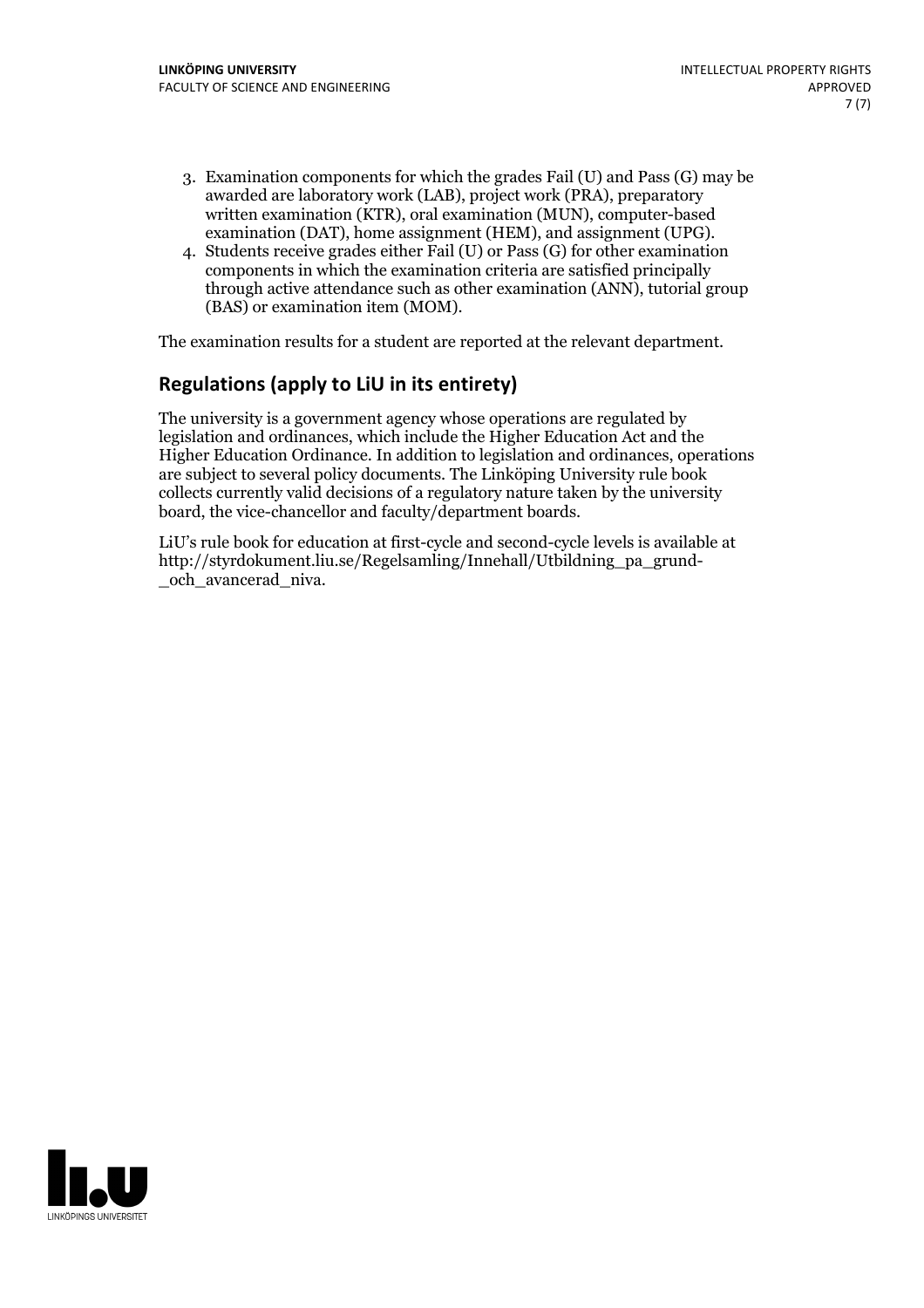3. Examination components for which the grades Fail (U) and Pass (G) may be awarded are laboratory work (LAB), project work (PRA), preparatory written examination (KTR), oral examination (MUN), computer-based examination (DAT), home assignment (HEM), and assignment (UPG).
4. Students receive grades either Fail (U) or Pass (G) for other examination components in which the examination criteria are satisfied principally through active attendance such as other examination (ANN), tutorial group (BAS) or examination item (MOM).

The examination results for a student are reported at the relevant department.

## Regulations (apply to LiU in its entirety)

The university is a government agency whose operations are regulated by legislation and ordinances, which include the Higher Education Act and the Higher Education Ordinance. In addition to legislation and ordinances, operations are subject to several policy documents. The Linköping University rule book collects currently valid decisions of a regulatory nature taken by the university board, the vice-chancellor and faculty/department boards.

LiU's rule book for education at first-cycle and second-cycle levels is available at http://styrdokument.liu.se/Regelsamling/Innehall/Utbildning_pa_grund-_och_avancerad_niva.